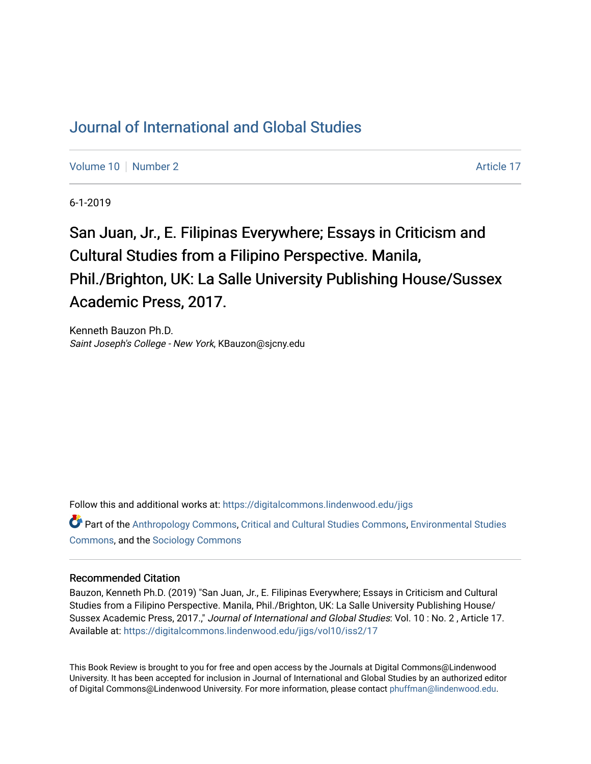# Journal of International and Global Studies

Volume 10 | Number 2 | Article 17

6-1-2019

## San Juan, Jr., E. Filipinas Everywhere; Essays in Criticism and Cultural Studies from a Filipino Perspective. Manila, Phil./Brighton, UK: La Salle University Publishing House/Sussex Academic Press, 2017.

Kenneth Bauzon Ph.D.
*Saint Joseph's College - New York*, KBauzon@sjcny.edu

Follow this and additional works at: https://digitalcommons.lindenwood.edu/jigs

Part of the Anthropology Commons, Critical and Cultural Studies Commons, Environmental Studies Commons, and the Sociology Commons

### Recommended Citation

Bauzon, Kenneth Ph.D. (2019) "San Juan, Jr., E. Filipinas Everywhere; Essays in Criticism and Cultural Studies from a Filipino Perspective. Manila, Phil./Brighton, UK: La Salle University Publishing House/Sussex Academic Press, 2017.," *Journal of International and Global Studies*: Vol. 10 : No. 2 , Article 17.
Available at: https://digitalcommons.lindenwood.edu/jigs/vol10/iss2/17

This Book Review is brought to you for free and open access by the Journals at Digital Commons@Lindenwood University. It has been accepted for inclusion in Journal of International and Global Studies by an authorized editor of Digital Commons@Lindenwood University. For more information, please contact phuffman@lindenwood.edu.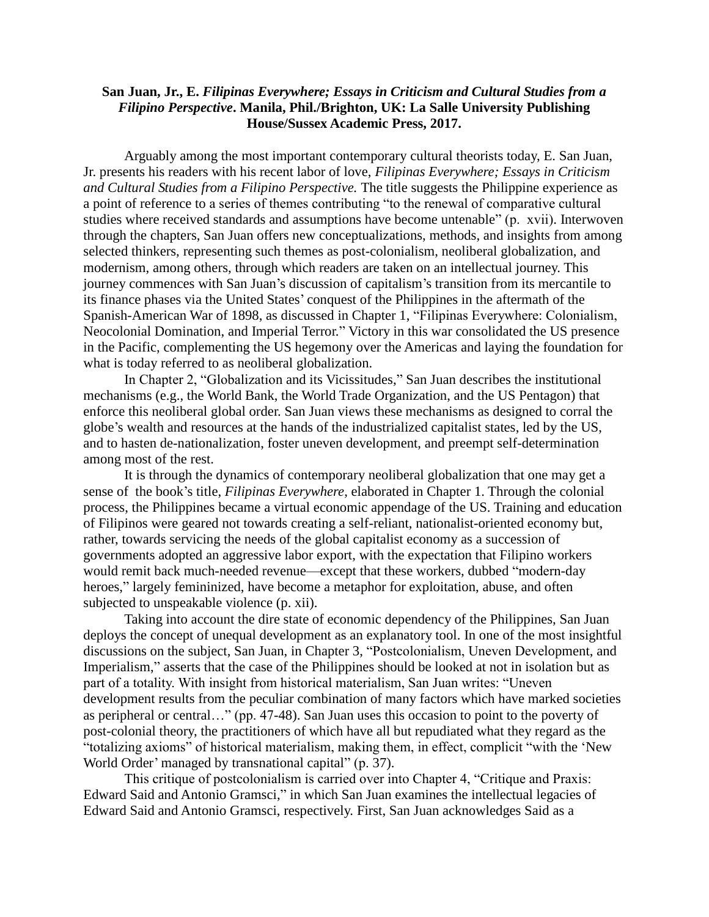**San Juan, Jr., E. *Filipinas Everywhere; Essays in Criticism and Cultural Studies from a Filipino Perspective*. Manila, Phil./Brighton, UK: La Salle University Publishing House/Sussex Academic Press, 2017.**

Arguably among the most important contemporary cultural theorists today, E. San Juan, Jr. presents his readers with his recent labor of love, *Filipinas Everywhere; Essays in Criticism and Cultural Studies from a Filipino Perspective.* The title suggests the Philippine experience as a point of reference to a series of themes contributing "to the renewal of comparative cultural studies where received standards and assumptions have become untenable" (p. xvii). Interwoven through the chapters, San Juan offers new conceptualizations, methods, and insights from among selected thinkers, representing such themes as post-colonialism, neoliberal globalization, and modernism, among others, through which readers are taken on an intellectual journey. This journey commences with San Juan's discussion of capitalism's transition from its mercantile to its finance phases via the United States' conquest of the Philippines in the aftermath of the Spanish-American War of 1898, as discussed in Chapter 1, "Filipinas Everywhere: Colonialism, Neocolonial Domination, and Imperial Terror." Victory in this war consolidated the US presence in the Pacific, complementing the US hegemony over the Americas and laying the foundation for what is today referred to as neoliberal globalization.

In Chapter 2, "Globalization and its Vicissitudes," San Juan describes the institutional mechanisms (e.g., the World Bank, the World Trade Organization, and the US Pentagon) that enforce this neoliberal global order. San Juan views these mechanisms as designed to corral the globe's wealth and resources at the hands of the industrialized capitalist states, led by the US, and to hasten de-nationalization, foster uneven development, and preempt self-determination among most of the rest.

It is through the dynamics of contemporary neoliberal globalization that one may get a sense of the book's title, *Filipinas Everywhere*, elaborated in Chapter 1. Through the colonial process, the Philippines became a virtual economic appendage of the US. Training and education of Filipinos were geared not towards creating a self-reliant, nationalist-oriented economy but, rather, towards servicing the needs of the global capitalist economy as a succession of governments adopted an aggressive labor export, with the expectation that Filipino workers would remit back much-needed revenue—except that these workers, dubbed "modern-day heroes," largely femininized, have become a metaphor for exploitation, abuse, and often subjected to unspeakable violence (p. xii).

Taking into account the dire state of economic dependency of the Philippines, San Juan deploys the concept of unequal development as an explanatory tool. In one of the most insightful discussions on the subject, San Juan, in Chapter 3, "Postcolonialism, Uneven Development, and Imperialism," asserts that the case of the Philippines should be looked at not in isolation but as part of a totality. With insight from historical materialism, San Juan writes: "Uneven development results from the peculiar combination of many factors which have marked societies as peripheral or central…" (pp. 47-48). San Juan uses this occasion to point to the poverty of post-colonial theory, the practitioners of which have all but repudiated what they regard as the "totalizing axioms" of historical materialism, making them, in effect, complicit "with the 'New World Order' managed by transnational capital" (p. 37).

This critique of postcolonialism is carried over into Chapter 4, "Critique and Praxis: Edward Said and Antonio Gramsci," in which San Juan examines the intellectual legacies of Edward Said and Antonio Gramsci, respectively. First, San Juan acknowledges Said as a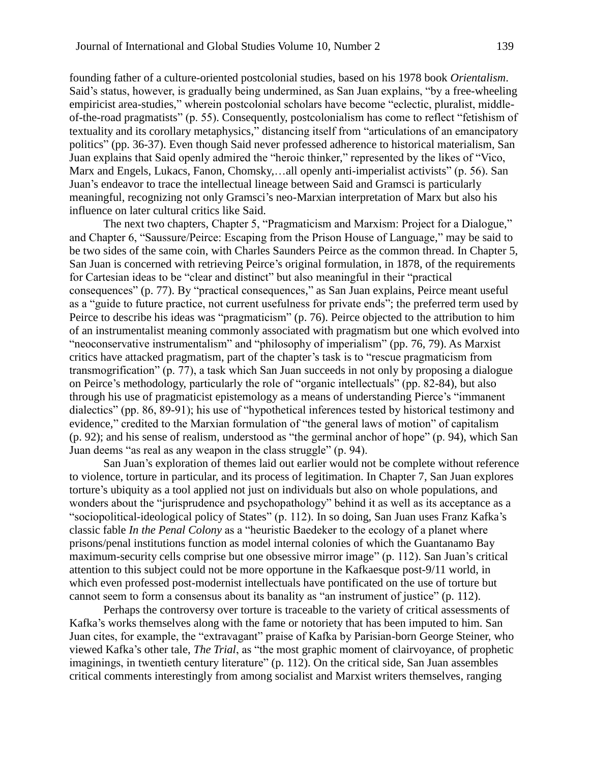founding father of a culture-oriented postcolonial studies, based on his 1978 book *Orientalism*. Said's status, however, is gradually being undermined, as San Juan explains, "by a free-wheeling empiricist area-studies," wherein postcolonial scholars have become "eclectic, pluralist, middle-of-the-road pragmatists" (p. 55). Consequently, postcolonialism has come to reflect "fetishism of textuality and its corollary metaphysics," distancing itself from "articulations of an emancipatory politics" (pp. 36-37). Even though Said never professed adherence to historical materialism, San Juan explains that Said openly admired the "heroic thinker," represented by the likes of "Vico, Marx and Engels, Lukacs, Fanon, Chomsky,…all openly anti-imperialist activists" (p. 56). San Juan's endeavor to trace the intellectual lineage between Said and Gramsci is particularly meaningful, recognizing not only Gramsci's neo-Marxian interpretation of Marx but also his influence on later cultural critics like Said.

The next two chapters, Chapter 5, "Pragmaticism and Marxism: Project for a Dialogue," and Chapter 6, "Saussure/Peirce: Escaping from the Prison House of Language," may be said to be two sides of the same coin, with Charles Saunders Peirce as the common thread. In Chapter 5, San Juan is concerned with retrieving Peirce's original formulation, in 1878, of the requirements for Cartesian ideas to be "clear and distinct" but also meaningful in their "practical consequences" (p. 77). By "practical consequences," as San Juan explains, Peirce meant useful as a "guide to future practice, not current usefulness for private ends"; the preferred term used by Peirce to describe his ideas was "pragmaticism" (p. 76). Peirce objected to the attribution to him of an instrumentalist meaning commonly associated with pragmatism but one which evolved into "neoconservative instrumentalism" and "philosophy of imperialism" (pp. 76, 79). As Marxist critics have attacked pragmatism, part of the chapter's task is to "rescue pragmaticism from transmogrification" (p. 77), a task which San Juan succeeds in not only by proposing a dialogue on Peirce's methodology, particularly the role of "organic intellectuals" (pp. 82-84), but also through his use of pragmaticist epistemology as a means of understanding Pierce's "immanent dialectics" (pp. 86, 89-91); his use of "hypothetical inferences tested by historical testimony and evidence," credited to the Marxian formulation of "the general laws of motion" of capitalism (p. 92); and his sense of realism, understood as "the germinal anchor of hope" (p. 94), which San Juan deems "as real as any weapon in the class struggle" (p. 94).

San Juan's exploration of themes laid out earlier would not be complete without reference to violence, torture in particular, and its process of legitimation. In Chapter 7, San Juan explores torture's ubiquity as a tool applied not just on individuals but also on whole populations, and wonders about the "jurisprudence and psychopathology" behind it as well as its acceptance as a "sociopolitical-ideological policy of States" (p. 112). In so doing, San Juan uses Franz Kafka's classic fable *In the Penal Colony* as a "heuristic Baedeker to the ecology of a planet where prisons/penal institutions function as model internal colonies of which the Guantanamo Bay maximum-security cells comprise but one obsessive mirror image" (p. 112). San Juan's critical attention to this subject could not be more opportune in the Kafkaesque post-9/11 world, in which even professed post-modernist intellectuals have pontificated on the use of torture but cannot seem to form a consensus about its banality as "an instrument of justice" (p. 112).

Perhaps the controversy over torture is traceable to the variety of critical assessments of Kafka's works themselves along with the fame or notoriety that has been imputed to him. San Juan cites, for example, the "extravagant" praise of Kafka by Parisian-born George Steiner, who viewed Kafka's other tale, *The Trial*, as "the most graphic moment of clairvoyance, of prophetic imaginings, in twentieth century literature" (p. 112). On the critical side, San Juan assembles critical comments interestingly from among socialist and Marxist writers themselves, ranging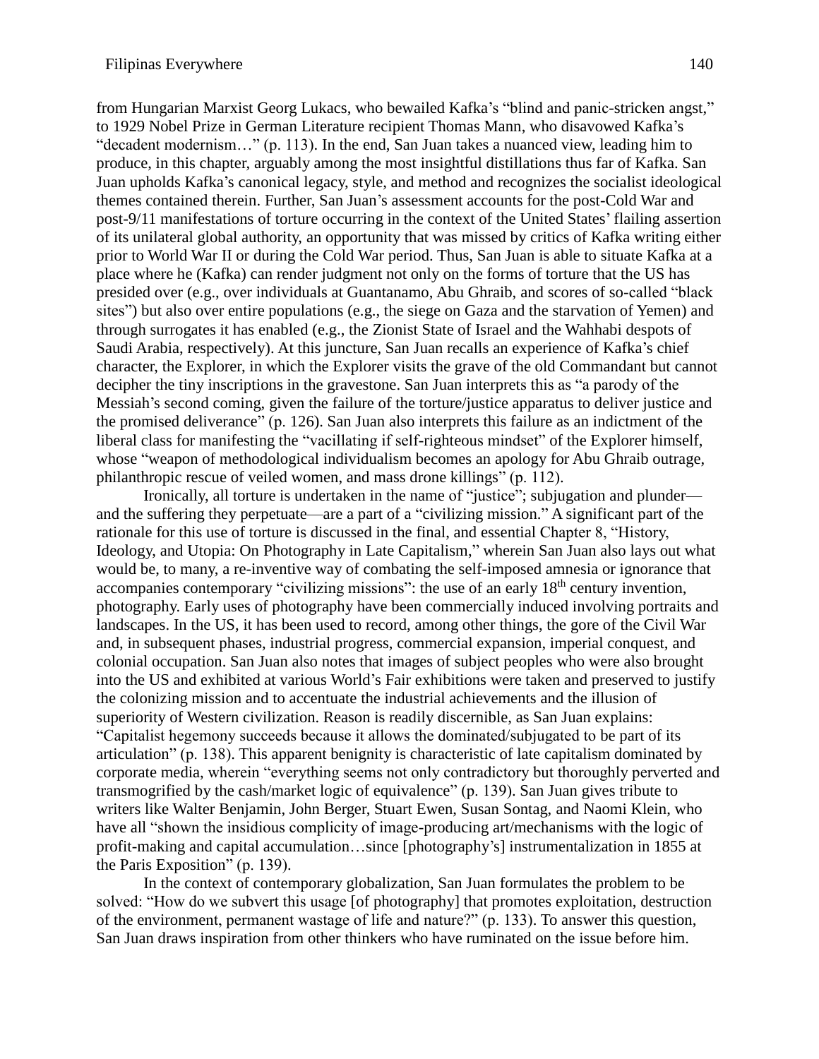from Hungarian Marxist Georg Lukacs, who bewailed Kafka's "blind and panic-stricken angst," to 1929 Nobel Prize in German Literature recipient Thomas Mann, who disavowed Kafka's "decadent modernism…" (p. 113). In the end, San Juan takes a nuanced view, leading him to produce, in this chapter, arguably among the most insightful distillations thus far of Kafka. San Juan upholds Kafka's canonical legacy, style, and method and recognizes the socialist ideological themes contained therein. Further, San Juan's assessment accounts for the post-Cold War and post-9/11 manifestations of torture occurring in the context of the United States' flailing assertion of its unilateral global authority, an opportunity that was missed by critics of Kafka writing either prior to World War II or during the Cold War period. Thus, San Juan is able to situate Kafka at a place where he (Kafka) can render judgment not only on the forms of torture that the US has presided over (e.g., over individuals at Guantanamo, Abu Ghraib, and scores of so-called "black sites") but also over entire populations (e.g., the siege on Gaza and the starvation of Yemen) and through surrogates it has enabled (e.g., the Zionist State of Israel and the Wahhabi despots of Saudi Arabia, respectively). At this juncture, San Juan recalls an experience of Kafka's chief character, the Explorer, in which the Explorer visits the grave of the old Commandant but cannot decipher the tiny inscriptions in the gravestone. San Juan interprets this as "a parody of the Messiah's second coming, given the failure of the torture/justice apparatus to deliver justice and the promised deliverance" (p. 126). San Juan also interprets this failure as an indictment of the liberal class for manifesting the "vacillating if self-righteous mindset" of the Explorer himself, whose "weapon of methodological individualism becomes an apology for Abu Ghraib outrage, philanthropic rescue of veiled women, and mass drone killings" (p. 112).

Ironically, all torture is undertaken in the name of "justice"; subjugation and plunder—and the suffering they perpetuate—are a part of a "civilizing mission." A significant part of the rationale for this use of torture is discussed in the final, and essential Chapter 8, "History, Ideology, and Utopia: On Photography in Late Capitalism," wherein San Juan also lays out what would be, to many, a re-inventive way of combating the self-imposed amnesia or ignorance that accompanies contemporary "civilizing missions": the use of an early 18th century invention, photography. Early uses of photography have been commercially induced involving portraits and landscapes. In the US, it has been used to record, among other things, the gore of the Civil War and, in subsequent phases, industrial progress, commercial expansion, imperial conquest, and colonial occupation. San Juan also notes that images of subject peoples who were also brought into the US and exhibited at various World's Fair exhibitions were taken and preserved to justify the colonizing mission and to accentuate the industrial achievements and the illusion of superiority of Western civilization. Reason is readily discernible, as San Juan explains: "Capitalist hegemony succeeds because it allows the dominated/subjugated to be part of its articulation" (p. 138). This apparent benignity is characteristic of late capitalism dominated by corporate media, wherein "everything seems not only contradictory but thoroughly perverted and transmogrified by the cash/market logic of equivalence" (p. 139). San Juan gives tribute to writers like Walter Benjamin, John Berger, Stuart Ewen, Susan Sontag, and Naomi Klein, who have all "shown the insidious complicity of image-producing art/mechanisms with the logic of profit-making and capital accumulation…since [photography's] instrumentalization in 1855 at the Paris Exposition" (p. 139).

In the context of contemporary globalization, San Juan formulates the problem to be solved: "How do we subvert this usage [of photography] that promotes exploitation, destruction of the environment, permanent wastage of life and nature?" (p. 133). To answer this question, San Juan draws inspiration from other thinkers who have ruminated on the issue before him.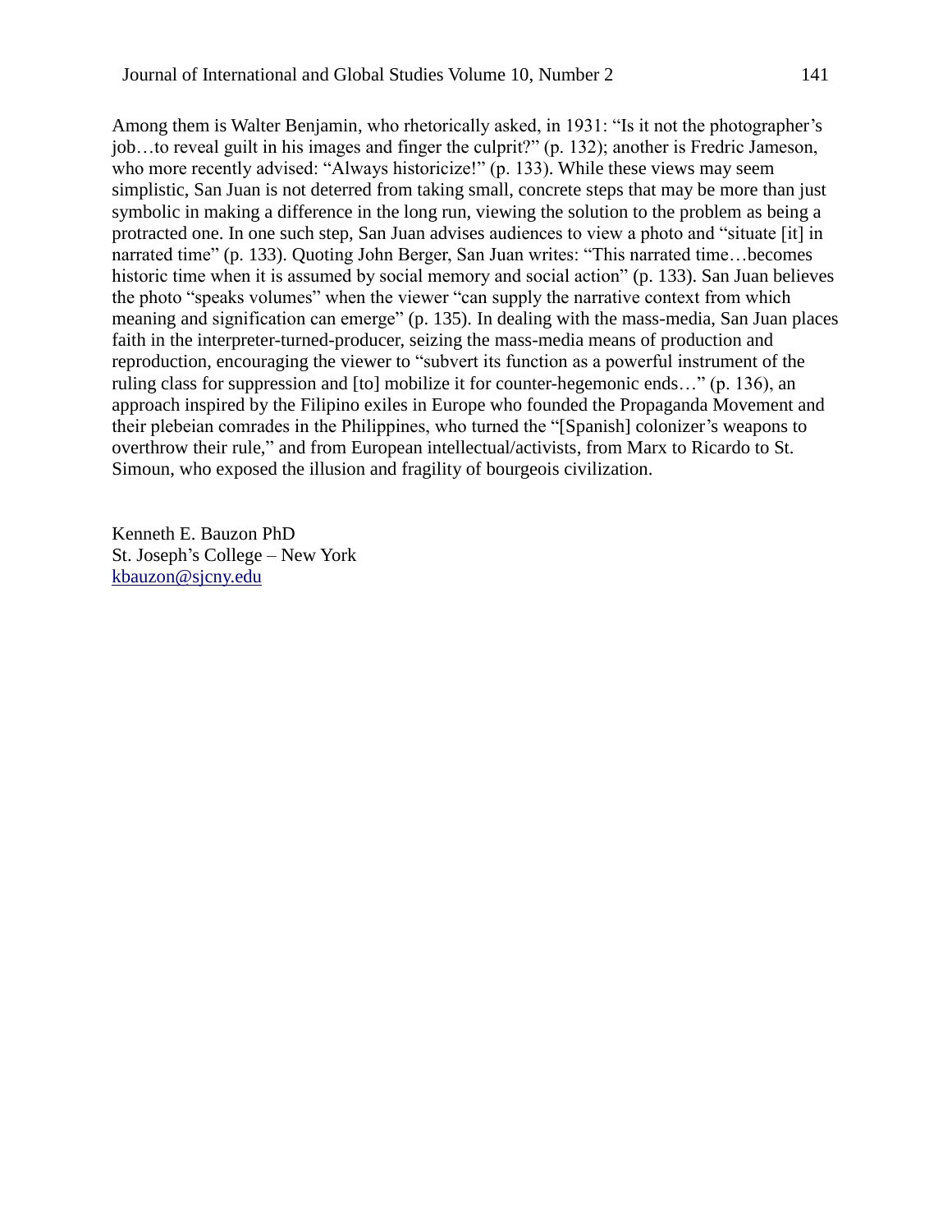Among them is Walter Benjamin, who rhetorically asked, in 1931: "Is it not the photographer's job…to reveal guilt in his images and finger the culprit?" (p. 132); another is Fredric Jameson, who more recently advised: "Always historicize!" (p. 133). While these views may seem simplistic, San Juan is not deterred from taking small, concrete steps that may be more than just symbolic in making a difference in the long run, viewing the solution to the problem as being a protracted one. In one such step, San Juan advises audiences to view a photo and "situate [it] in narrated time" (p. 133). Quoting John Berger, San Juan writes: "This narrated time…becomes historic time when it is assumed by social memory and social action" (p. 133). San Juan believes the photo "speaks volumes" when the viewer "can supply the narrative context from which meaning and signification can emerge" (p. 135). In dealing with the mass-media, San Juan places faith in the interpreter-turned-producer, seizing the mass-media means of production and reproduction, encouraging the viewer to "subvert its function as a powerful instrument of the ruling class for suppression and [to] mobilize it for counter-hegemonic ends…" (p. 136), an approach inspired by the Filipino exiles in Europe who founded the Propaganda Movement and their plebeian comrades in the Philippines, who turned the "[Spanish] colonizer's weapons to overthrow their rule," and from European intellectual/activists, from Marx to Ricardo to St. Simoun, who exposed the illusion and fragility of bourgeois civilization.

Kenneth E. Bauzon PhD
St. Joseph's College – New York
kbauzon@sjcny.edu